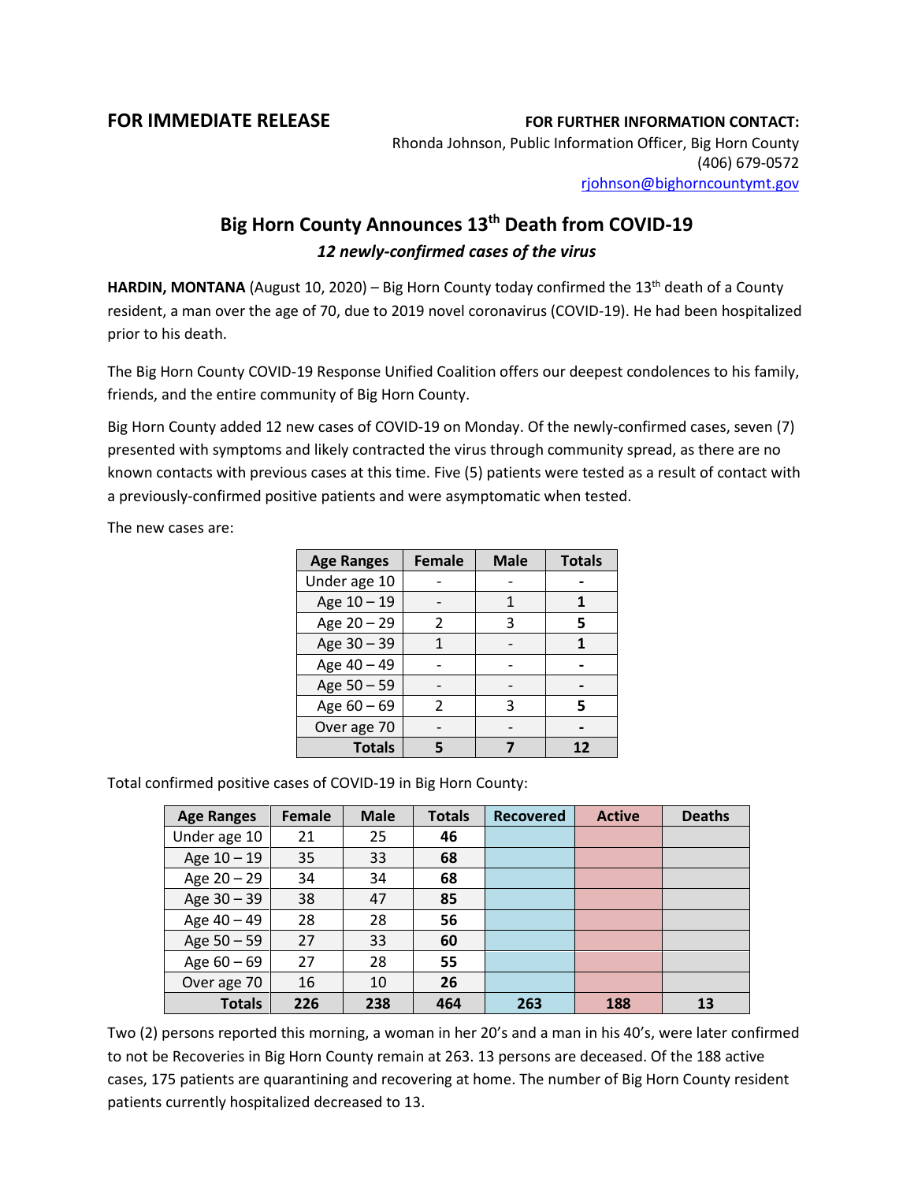**FOR IMMEDIATE RELEASE**

**FOR FURTHER INFORMATION CONTACT:**
Rhonda Johnson, Public Information Officer, Big Horn County
(406) 679-0572
rjohnson@bighorncountymt.gov

# Big Horn County Announces 13th Death from COVID-19

### *12 newly-confirmed cases of the virus*

**HARDIN, MONTANA** (August 10, 2020) – Big Horn County today confirmed the 13th death of a County resident, a man over the age of 70, due to 2019 novel coronavirus (COVID-19). He had been hospitalized prior to his death.

The Big Horn County COVID-19 Response Unified Coalition offers our deepest condolences to his family, friends, and the entire community of Big Horn County.

Big Horn County added 12 new cases of COVID-19 on Monday. Of the newly-confirmed cases, seven (7) presented with symptoms and likely contracted the virus through community spread, as there are no known contacts with previous cases at this time. Five (5) patients were tested as a result of contact with a previously-confirmed positive patients and were asymptomatic when tested.

The new cases are:

| Age Ranges | Female | Male | Totals |
|---|---|---|---|
| Under age 10 | - | - | **-** |
| Age 10 – 19 | - | 1 | **1** |
| Age 20 – 29 | 2 | 3 | **5** |
| Age 30 – 39 | 1 | - | **1** |
| Age 40 – 49 | - | - | **-** |
| Age 50 – 59 | - | - | **-** |
| Age 60 – 69 | 2 | 3 | **5** |
| Over age 70 | - | - | **-** |
| **Totals** | **5** | **7** | **12** |

Total confirmed positive cases of COVID-19 in Big Horn County:

| Age Ranges | Female | Male | Totals | Recovered | Active | Deaths |
|---|---|---|---|---|---|---|
| Under age 10 | 21 | 25 | **46** | | | |
| Age 10 – 19 | 35 | 33 | **68** | | | |
| Age 20 – 29 | 34 | 34 | **68** | | | |
| Age 30 – 39 | 38 | 47 | **85** | | | |
| Age 40 – 49 | 28 | 28 | **56** | | | |
| Age 50 – 59 | 27 | 33 | **60** | | | |
| Age 60 – 69 | 27 | 28 | **55** | | | |
| Over age 70 | 16 | 10 | **26** | | | |
| **Totals** | **226** | **238** | **464** | **263** | **188** | **13** |

Two (2) persons reported this morning, a woman in her 20's and a man in his 40's, were later confirmed to not be Recoveries in Big Horn County remain at 263. 13 persons are deceased. Of the 188 active cases, 175 patients are quarantining and recovering at home. The number of Big Horn County resident patients currently hospitalized decreased to 13.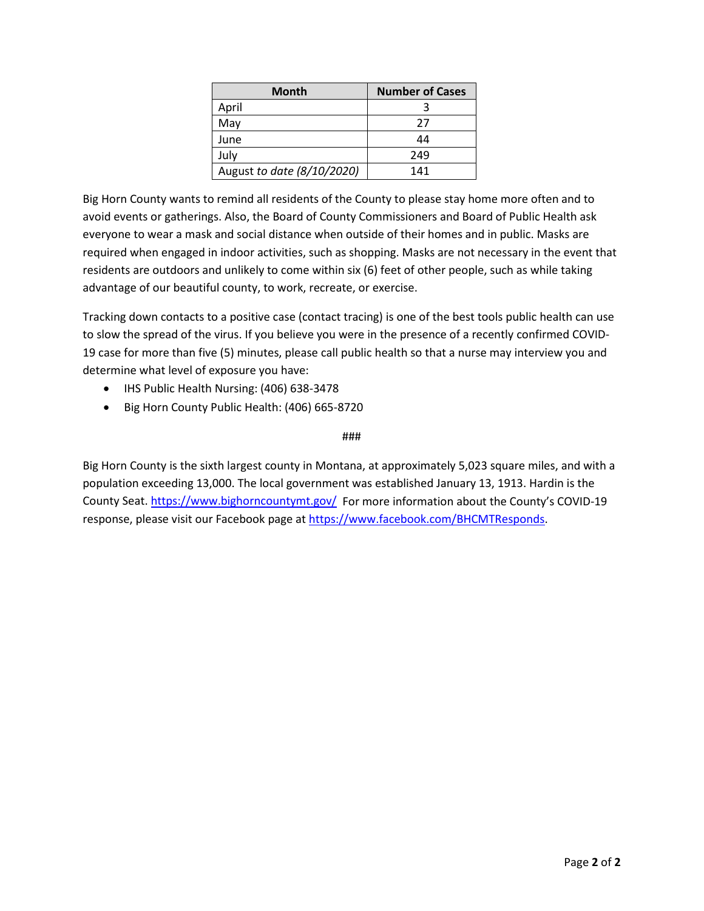| Month | Number of Cases |
|---|---|
| April | 3 |
| May | 27 |
| June | 44 |
| July | 249 |
| August *to date (8/10/2020)* | 141 |

Big Horn County wants to remind all residents of the County to please stay home more often and to avoid events or gatherings. Also, the Board of County Commissioners and Board of Public Health ask everyone to wear a mask and social distance when outside of their homes and in public. Masks are required when engaged in indoor activities, such as shopping. Masks are not necessary in the event that residents are outdoors and unlikely to come within six (6) feet of other people, such as while taking advantage of our beautiful county, to work, recreate, or exercise.

Tracking down contacts to a positive case (contact tracing) is one of the best tools public health can use to slow the spread of the virus. If you believe you were in the presence of a recently confirmed COVID-19 case for more than five (5) minutes, please call public health so that a nurse may interview you and determine what level of exposure you have:

- IHS Public Health Nursing: (406) 638-3478
- Big Horn County Public Health: (406) 665-8720

###

Big Horn County is the sixth largest county in Montana, at approximately 5,023 square miles, and with a population exceeding 13,000. The local government was established January 13, 1913. Hardin is the County Seat. https://www.bighorncountymt.gov/ For more information about the County's COVID-19 response, please visit our Facebook page at https://www.facebook.com/BHCMTResponds.